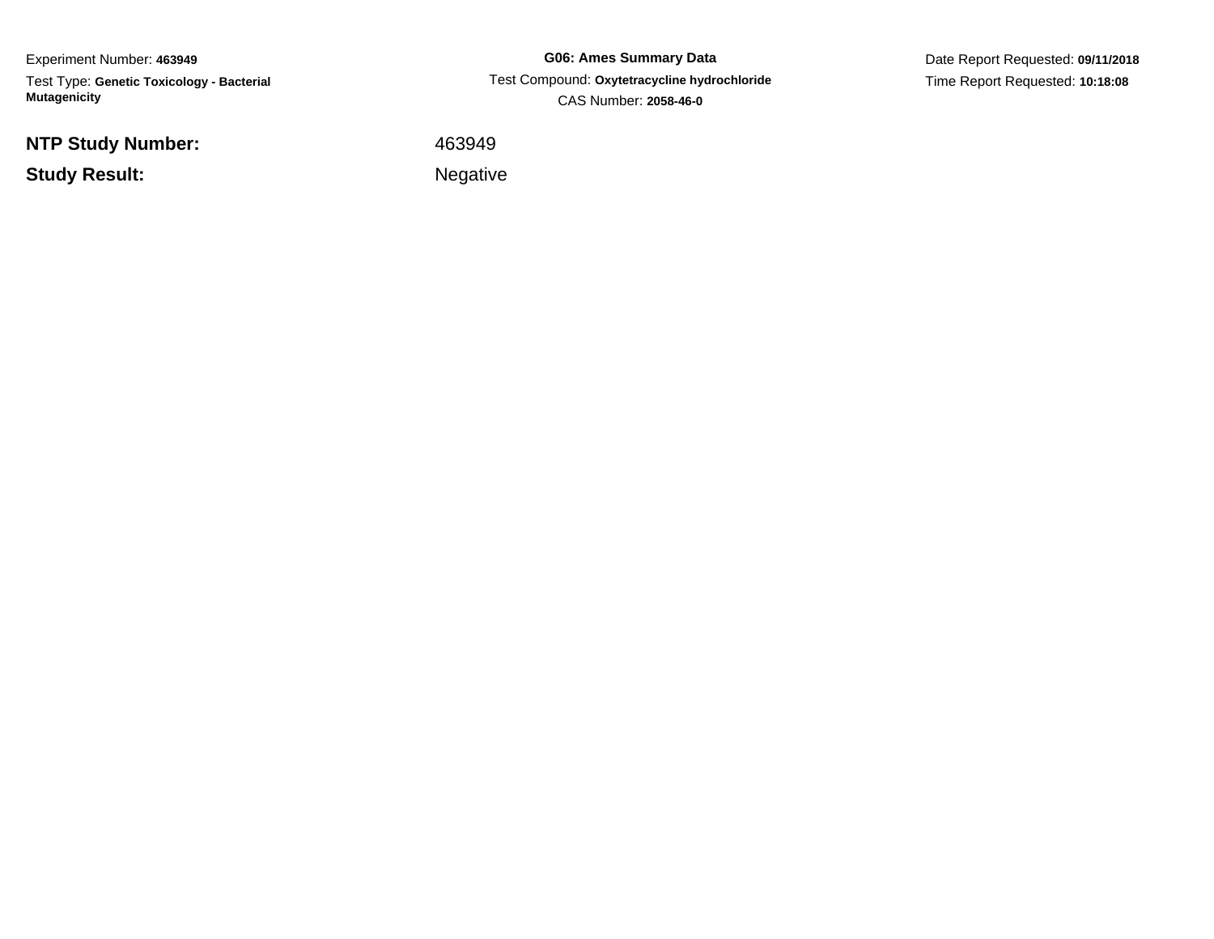Experiment Number: **463949**

Test Type: **Genetic Toxicology - Bacterial Mutagenicity**

**G06: Ames Summary Data**

Test Compound: **Oxytetracycline hydrochloride**

CAS Number: **2058-46-0**

Date Report Requested: **09/11/2018**

Time Report Requested: **10:18:08**

| | |
|---|---|
| **NTP Study Number:** | 463949 |
| **Study Result:** | Negative |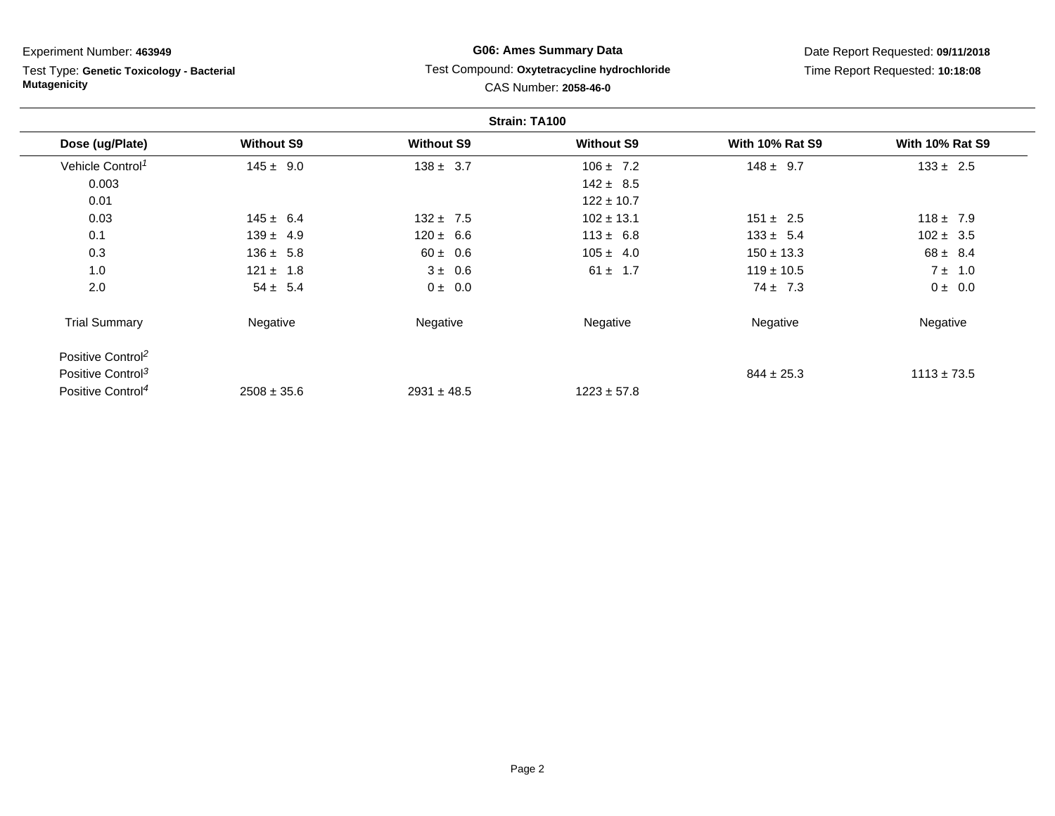Experiment Number: **463949**

Test Type: **Genetic Toxicology - Bacterial Mutagenicity**

**G06: Ames Summary Data**

Test Compound: **Oxytetracycline hydrochloride**

CAS Number: **2058-46-0**

Date Report Requested: **09/11/2018**

Time Report Requested: **10:18:08**

**Strain: TA100**

| Dose (ug/Plate) | Without S9 | Without S9 | Without S9 | With 10% Rat S9 | With 10% Rat S9 |
|---|---|---|---|---|---|
| Vehicle Control[1] | 145 ± 9.0 | 138 ± 3.7 | 106 ± 7.2 | 148 ± 9.7 | 133 ± 2.5 |
| 0.003 | | | 142 ± 8.5 | | |
| 0.01 | | | 122 ± 10.7 | | |
| 0.03 | 145 ± 6.4 | 132 ± 7.5 | 102 ± 13.1 | 151 ± 2.5 | 118 ± 7.9 |
| 0.1 | 139 ± 4.9 | 120 ± 6.6 | 113 ± 6.8 | 133 ± 5.4 | 102 ± 3.5 |
| 0.3 | 136 ± 5.8 | 60 ± 0.6 | 105 ± 4.0 | 150 ± 13.3 | 68 ± 8.4 |
| 1.0 | 121 ± 1.8 | 3 ± 0.6 | 61 ± 1.7 | 119 ± 10.5 | 7 ± 1.0 |
| 2.0 | 54 ± 5.4 | 0 ± 0.0 | | 74 ± 7.3 | 0 ± 0.0 |
| Trial Summary | Negative | Negative | Negative | Negative | Negative |
| Positive Control[2] | | | | | |
| Positive Control[3] | | | | 844 ± 25.3 | 1113 ± 73.5 |
| Positive Control[4] | 2508 ± 35.6 | 2931 ± 48.5 | 1223 ± 57.8 | | |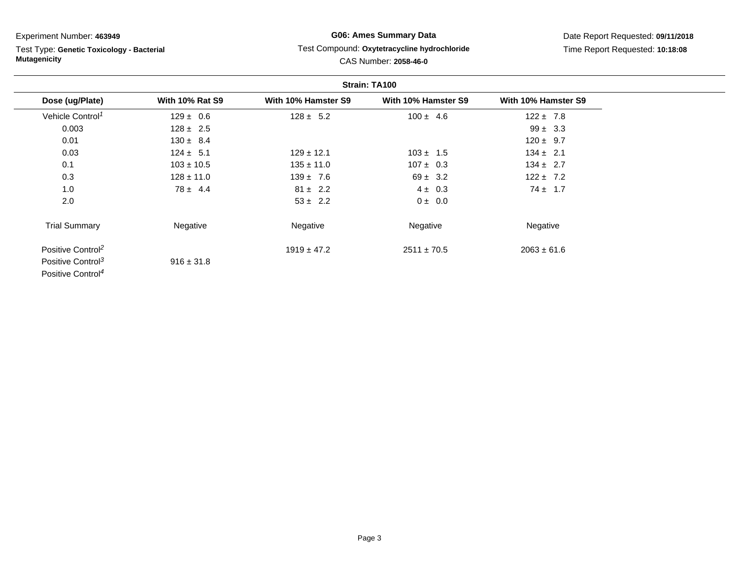Experiment Number: **463949**

Test Type: **Genetic Toxicology - Bacterial Mutagenicity**

**G06: Ames Summary Data**

Test Compound: **Oxytetracycline hydrochloride**

CAS Number: **2058-46-0**

Date Report Requested: **09/11/2018**

Time Report Requested: **10:18:08**

**Strain: TA100**

| Dose (ug/Plate) | With 10% Rat S9 | With 10% Hamster S9 | With 10% Hamster S9 | With 10% Hamster S9 |
|---|---|---|---|---|
| Vehicle Control[1] | 129 ± 0.6 | 128 ± 5.2 | 100 ± 4.6 | 122 ± 7.8 |
| 0.003 | 128 ± 2.5 | | | 99 ± 3.3 |
| 0.01 | 130 ± 8.4 | | | 120 ± 9.7 |
| 0.03 | 124 ± 5.1 | 129 ± 12.1 | 103 ± 1.5 | 134 ± 2.1 |
| 0.1 | 103 ± 10.5 | 135 ± 11.0 | 107 ± 0.3 | 134 ± 2.7 |
| 0.3 | 128 ± 11.0 | 139 ± 7.6 | 69 ± 3.2 | 122 ± 7.2 |
| 1.0 | 78 ± 4.4 | 81 ± 2.2 | 4 ± 0.3 | 74 ± 1.7 |
| 2.0 | | 53 ± 2.2 | 0 ± 0.0 | |
| Trial Summary | Negative | Negative | Negative | Negative |
| Positive Control[2] | | 1919 ± 47.2 | 2511 ± 70.5 | 2063 ± 61.6 |
| Positive Control[3] | 916 ± 31.8 | | | |
| Positive Control[4] | | | | |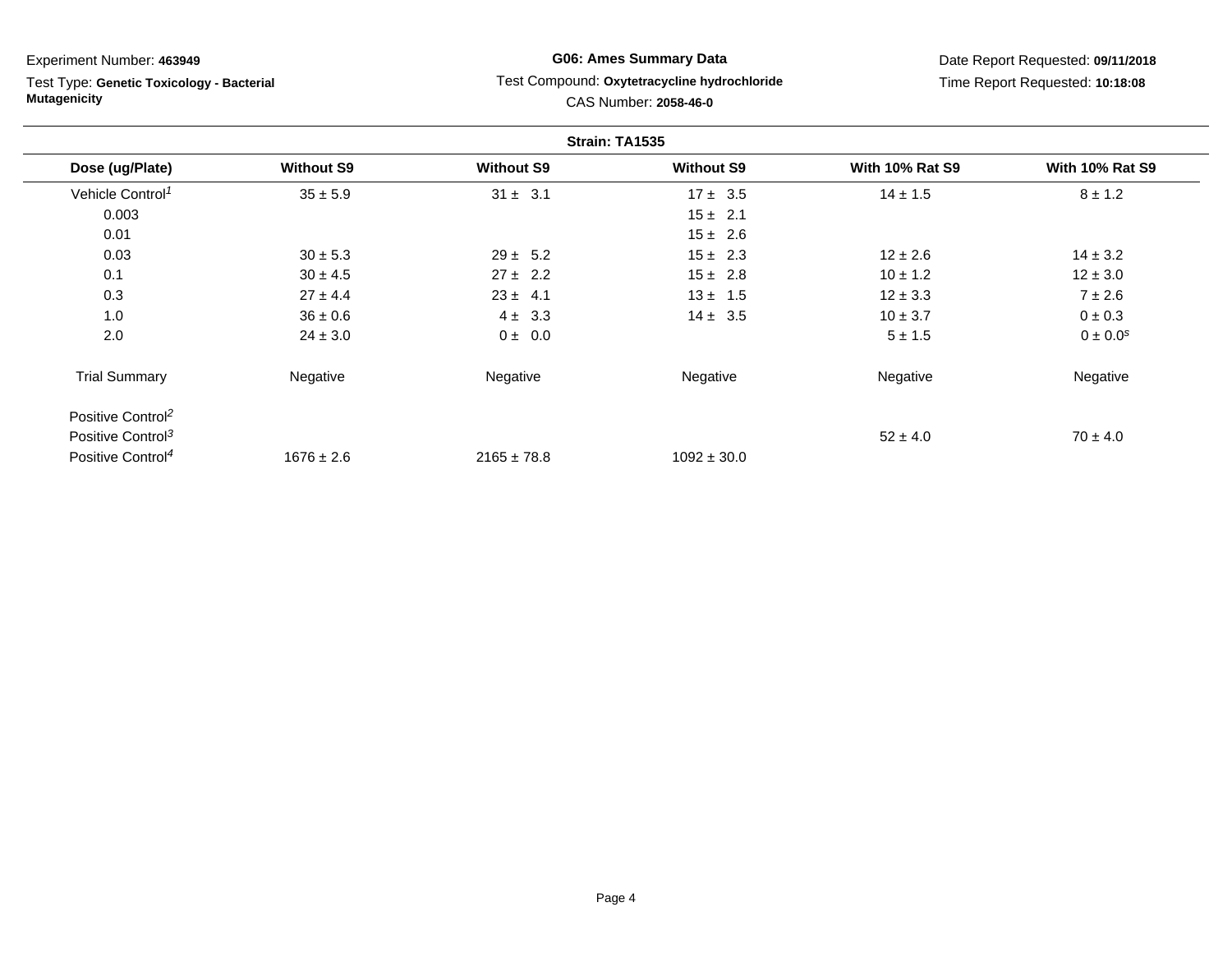Experiment Number: **463949**

Test Type: **Genetic Toxicology - Bacterial Mutagenicity**

**G06: Ames Summary Data**

Test Compound: **Oxytetracycline hydrochloride**

CAS Number: **2058-46-0**

Date Report Requested: **09/11/2018**

Time Report Requested: **10:18:08**

**Strain: TA1535**

| Dose (ug/Plate) | Without S9 | Without S9 | Without S9 | With 10% Rat S9 | With 10% Rat S9 |
|---|---|---|---|---|---|
| Vehicle Control[1] | 35 ± 5.9 | 31 ± 3.1 | 17 ± 3.5 | 14 ± 1.5 | 8 ± 1.2 |
| 0.003 | | | 15 ± 2.1 | | |
| 0.01 | | | 15 ± 2.6 | | |
| 0.03 | 30 ± 5.3 | 29 ± 5.2 | 15 ± 2.3 | 12 ± 2.6 | 14 ± 3.2 |
| 0.1 | 30 ± 4.5 | 27 ± 2.2 | 15 ± 2.8 | 10 ± 1.2 | 12 ± 3.0 |
| 0.3 | 27 ± 4.4 | 23 ± 4.1 | 13 ± 1.5 | 12 ± 3.3 | 7 ± 2.6 |
| 1.0 | 36 ± 0.6 | 4 ± 3.3 | 14 ± 3.5 | 10 ± 3.7 | 0 ± 0.3 |
| 2.0 | 24 ± 3.0 | 0 ± 0.0 | | 5 ± 1.5 | 0 ± 0.0[s] |
| Trial Summary | Negative | Negative | Negative | Negative | Negative |
| Positive Control[2] | | | | | |
| Positive Control[3] | | | | 52 ± 4.0 | 70 ± 4.0 |
| Positive Control[4] | 1676 ± 2.6 | 2165 ± 78.8 | 1092 ± 30.0 | | |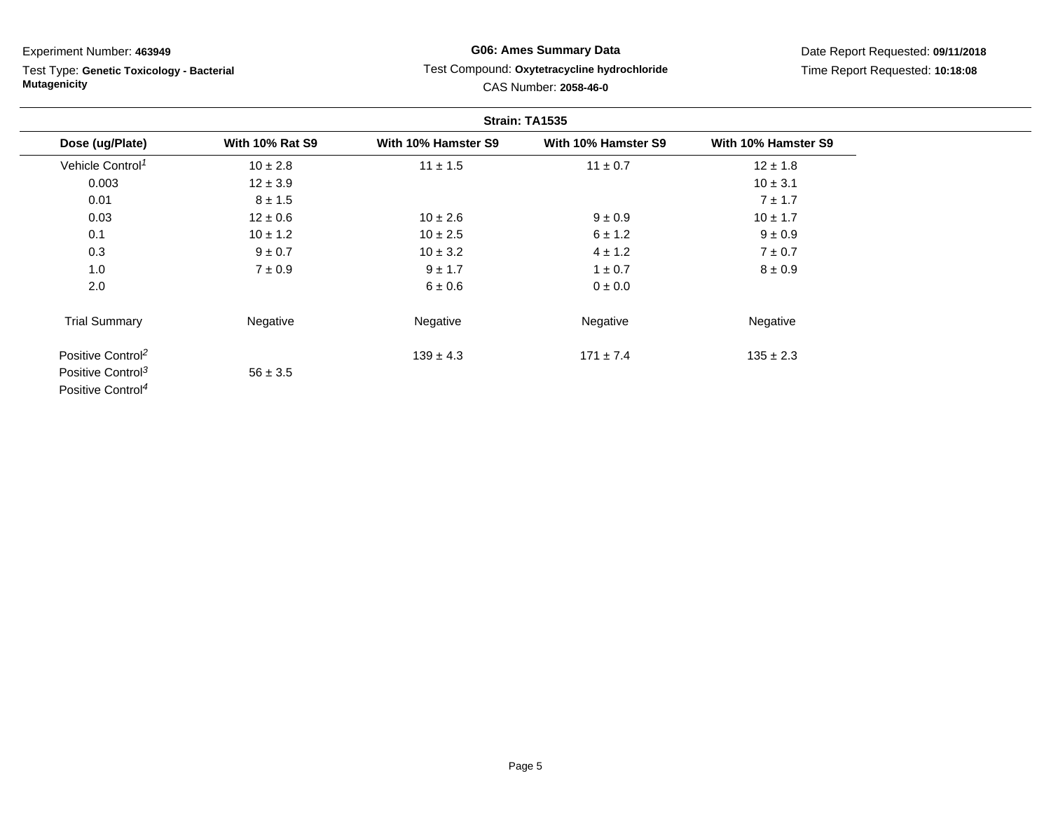Experiment Number: **463949**

Test Type: **Genetic Toxicology - Bacterial Mutagenicity**

**G06: Ames Summary Data**

Test Compound: **Oxytetracycline hydrochloride**

CAS Number: **2058-46-0**

Date Report Requested: **09/11/2018**

Time Report Requested: **10:18:08**

**Strain: TA1535**

| Dose (ug/Plate) | With 10% Rat S9 | With 10% Hamster S9 | With 10% Hamster S9 | With 10% Hamster S9 |
|---|---|---|---|---|
| Vehicle Control[1] | 10 ± 2.8 | 11 ± 1.5 | 11 ± 0.7 | 12 ± 1.8 |
| 0.003 | 12 ± 3.9 | | | 10 ± 3.1 |
| 0.01 | 8 ± 1.5 | | | 7 ± 1.7 |
| 0.03 | 12 ± 0.6 | 10 ± 2.6 | 9 ± 0.9 | 10 ± 1.7 |
| 0.1 | 10 ± 1.2 | 10 ± 2.5 | 6 ± 1.2 | 9 ± 0.9 |
| 0.3 | 9 ± 0.7 | 10 ± 3.2 | 4 ± 1.2 | 7 ± 0.7 |
| 1.0 | 7 ± 0.9 | 9 ± 1.7 | 1 ± 0.7 | 8 ± 0.9 |
| 2.0 | | 6 ± 0.6 | 0 ± 0.0 | |
| Trial Summary | Negative | Negative | Negative | Negative |
| Positive Control[2] | | 139 ± 4.3 | 171 ± 7.4 | 135 ± 2.3 |
| Positive Control[3] | 56 ± 3.5 | | | |
| Positive Control[4] | | | | |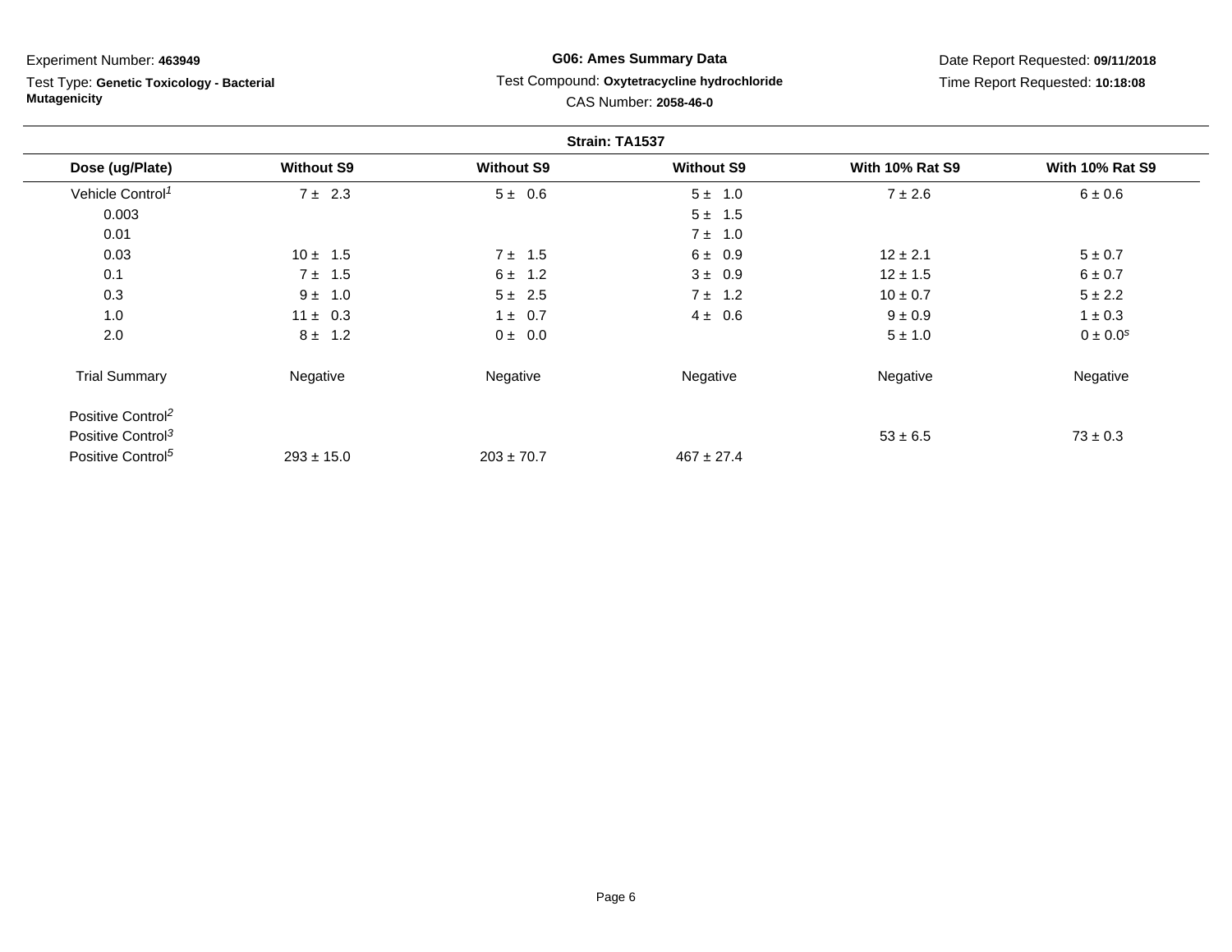Experiment Number: **463949**

Test Type: **Genetic Toxicology - Bacterial Mutagenicity**

**G06: Ames Summary Data**

Test Compound: **Oxytetracycline hydrochloride**

CAS Number: **2058-46-0**

Date Report Requested: **09/11/2018**

Time Report Requested: **10:18:08**

**Strain: TA1537**

| Dose (ug/Plate) | Without S9 | Without S9 | Without S9 | With 10% Rat S9 | With 10% Rat S9 |
|---|---|---|---|---|---|
| Vehicle Control[1] | 7 ± 2.3 | 5 ± 0.6 | 5 ± 1.0 | 7 ± 2.6 | 6 ± 0.6 |
| 0.003 | | | 5 ± 1.5 | | |
| 0.01 | | | 7 ± 1.0 | | |
| 0.03 | 10 ± 1.5 | 7 ± 1.5 | 6 ± 0.9 | 12 ± 2.1 | 5 ± 0.7 |
| 0.1 | 7 ± 1.5 | 6 ± 1.2 | 3 ± 0.9 | 12 ± 1.5 | 6 ± 0.7 |
| 0.3 | 9 ± 1.0 | 5 ± 2.5 | 7 ± 1.2 | 10 ± 0.7 | 5 ± 2.2 |
| 1.0 | 11 ± 0.3 | 1 ± 0.7 | 4 ± 0.6 | 9 ± 0.9 | 1 ± 0.3 |
| 2.0 | 8 ± 1.2 | 0 ± 0.0 | | 5 ± 1.0 | 0 ± 0.0[s] |
| Trial Summary | Negative | Negative | Negative | Negative | Negative |
| Positive Control[2] | | | | | |
| Positive Control[3] | | | | 53 ± 6.5 | 73 ± 0.3 |
| Positive Control[5] | 293 ± 15.0 | 203 ± 70.7 | 467 ± 27.4 | | |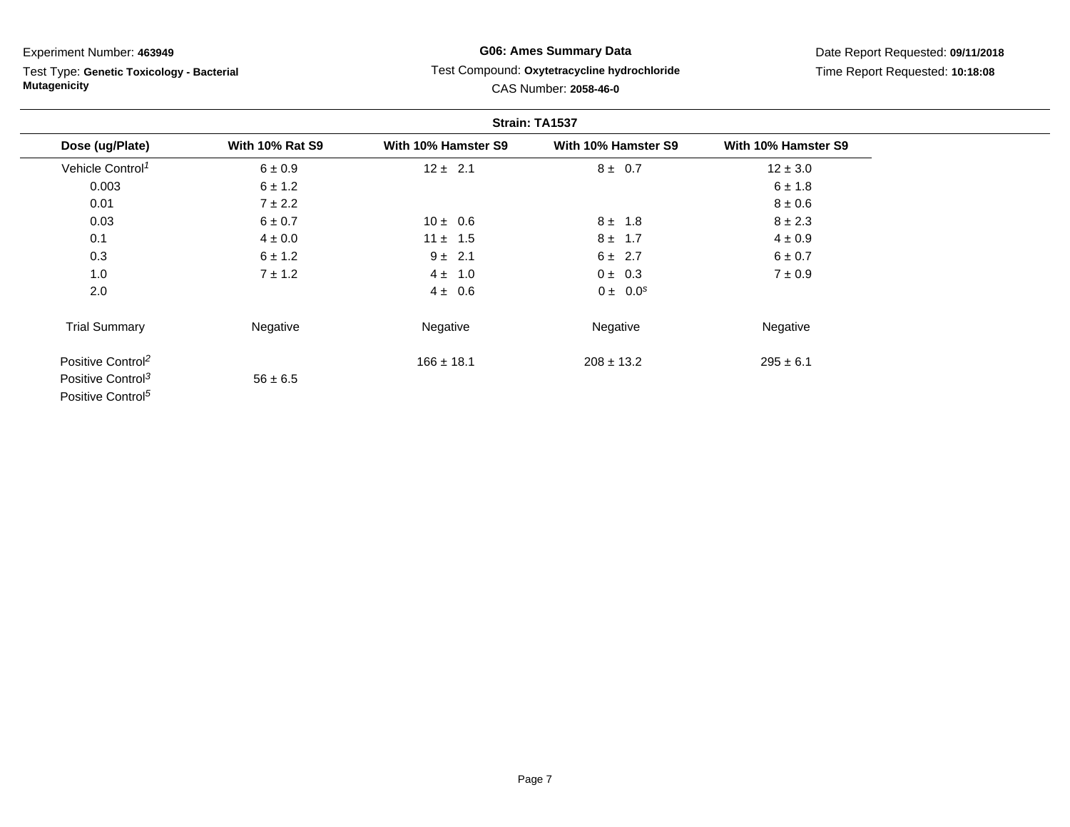Experiment Number: **463949**

Test Type: **Genetic Toxicology - Bacterial Mutagenicity**

**G06: Ames Summary Data**

Test Compound: **Oxytetracycline hydrochloride**

CAS Number: **2058-46-0**

Date Report Requested: **09/11/2018**

Time Report Requested: **10:18:08**

**Strain: TA1537**

| Dose (ug/Plate) | With 10% Rat S9 | With 10% Hamster S9 | With 10% Hamster S9 | With 10% Hamster S9 |
|---|---|---|---|---|
| Vehicle Control[1] | 6 ± 0.9 | 12 ± 2.1 | 8 ± 0.7 | 12 ± 3.0 |
| 0.003 | 6 ± 1.2 | | | 6 ± 1.8 |
| 0.01 | 7 ± 2.2 | | | 8 ± 0.6 |
| 0.03 | 6 ± 0.7 | 10 ± 0.6 | 8 ± 1.8 | 8 ± 2.3 |
| 0.1 | 4 ± 0.0 | 11 ± 1.5 | 8 ± 1.7 | 4 ± 0.9 |
| 0.3 | 6 ± 1.2 | 9 ± 2.1 | 6 ± 2.7 | 6 ± 0.7 |
| 1.0 | 7 ± 1.2 | 4 ± 1.0 | 0 ± 0.3 | 7 ± 0.9 |
| 2.0 | | 4 ± 0.6 | 0 ± 0.0[s] | |
| Trial Summary | Negative | Negative | Negative | Negative |
| Positive Control[2] | | 166 ± 18.1 | 208 ± 13.2 | 295 ± 6.1 |
| Positive Control[3] | 56 ± 6.5 | | | |
| Positive Control[5] | | | | |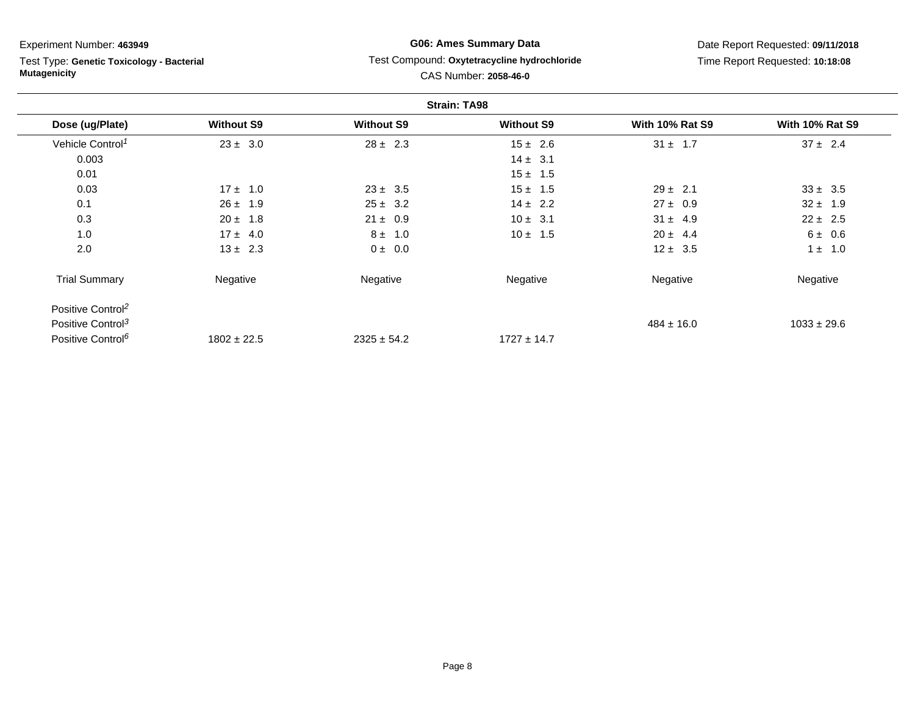Experiment Number: **463949**

Test Type: **Genetic Toxicology - Bacterial Mutagenicity**

**G06: Ames Summary Data**

Test Compound: **Oxytetracycline hydrochloride**

CAS Number: **2058-46-0**

Date Report Requested: **09/11/2018**

Time Report Requested: **10:18:08**

**Strain: TA98**

| Dose (ug/Plate) | Without S9 | Without S9 | Without S9 | With 10% Rat S9 | With 10% Rat S9 |
|---|---|---|---|---|---|
| Vehicle Control[1] | 23 ± 3.0 | 28 ± 2.3 | 15 ± 2.6 | 31 ± 1.7 | 37 ± 2.4 |
| 0.003 | | | 14 ± 3.1 | | |
| 0.01 | | | 15 ± 1.5 | | |
| 0.03 | 17 ± 1.0 | 23 ± 3.5 | 15 ± 1.5 | 29 ± 2.1 | 33 ± 3.5 |
| 0.1 | 26 ± 1.9 | 25 ± 3.2 | 14 ± 2.2 | 27 ± 0.9 | 32 ± 1.9 |
| 0.3 | 20 ± 1.8 | 21 ± 0.9 | 10 ± 3.1 | 31 ± 4.9 | 22 ± 2.5 |
| 1.0 | 17 ± 4.0 | 8 ± 1.0 | 10 ± 1.5 | 20 ± 4.4 | 6 ± 0.6 |
| 2.0 | 13 ± 2.3 | 0 ± 0.0 | | 12 ± 3.5 | 1 ± 1.0 |
| Trial Summary | Negative | Negative | Negative | Negative | Negative |
| Positive Control[2] | | | | | |
| Positive Control[3] | | | | 484 ± 16.0 | 1033 ± 29.6 |
| Positive Control[6] | 1802 ± 22.5 | 2325 ± 54.2 | 1727 ± 14.7 | | |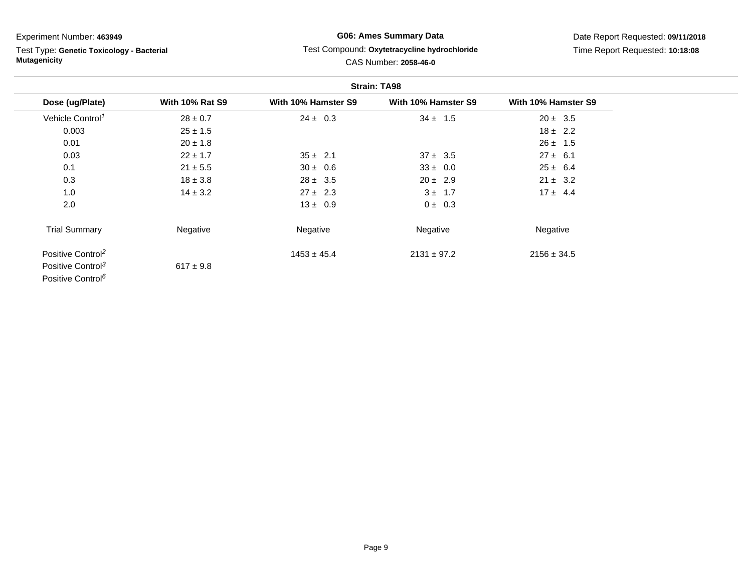Experiment Number: **463949**

Test Type: **Genetic Toxicology - Bacterial Mutagenicity**

**G06: Ames Summary Data**

Test Compound: **Oxytetracycline hydrochloride**

CAS Number: **2058-46-0**

Date Report Requested: **09/11/2018**

Time Report Requested: **10:18:08**

**Strain: TA98**

| Dose (ug/Plate) | With 10% Rat S9 | With 10% Hamster S9 | With 10% Hamster S9 | With 10% Hamster S9 |
|---|---|---|---|---|
| Vehicle Control[1] | 28 ± 0.7 | 24 ± 0.3 | 34 ± 1.5 | 20 ± 3.5 |
| 0.003 | 25 ± 1.5 | | | 18 ± 2.2 |
| 0.01 | 20 ± 1.8 | | | 26 ± 1.5 |
| 0.03 | 22 ± 1.7 | 35 ± 2.1 | 37 ± 3.5 | 27 ± 6.1 |
| 0.1 | 21 ± 5.5 | 30 ± 0.6 | 33 ± 0.0 | 25 ± 6.4 |
| 0.3 | 18 ± 3.8 | 28 ± 3.5 | 20 ± 2.9 | 21 ± 3.2 |
| 1.0 | 14 ± 3.2 | 27 ± 2.3 | 3 ± 1.7 | 17 ± 4.4 |
| 2.0 | | 13 ± 0.9 | 0 ± 0.3 | |
| Trial Summary | Negative | Negative | Negative | Negative |
| Positive Control[2] | | 1453 ± 45.4 | 2131 ± 97.2 | 2156 ± 34.5 |
| Positive Control[3] | 617 ± 9.8 | | | |
| Positive Control[6] | | | | |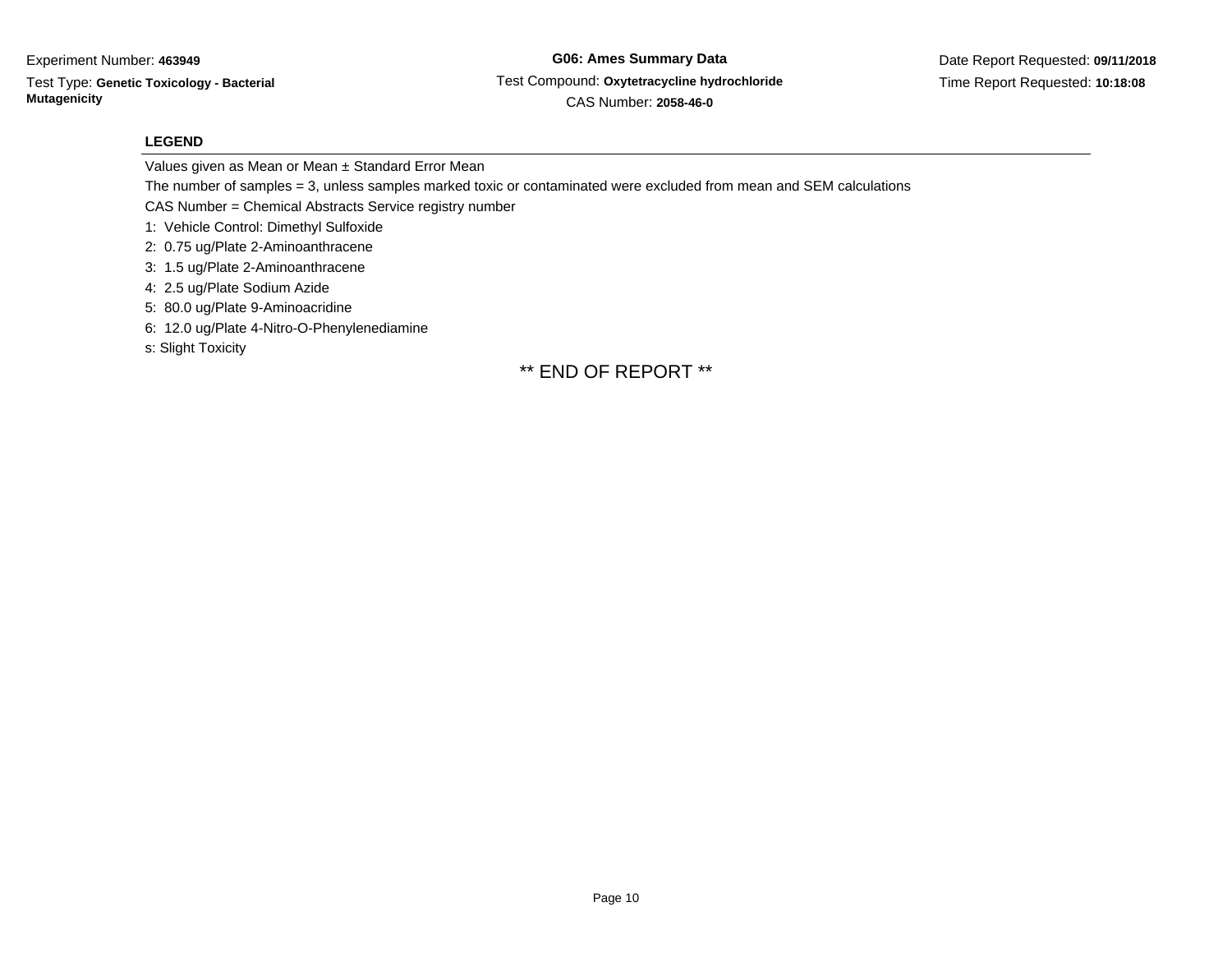**LEGEND**

Values given as Mean or Mean ± Standard Error Mean

The number of samples = 3, unless samples marked toxic or contaminated were excluded from mean and SEM calculations

CAS Number = Chemical Abstracts Service registry number

1: Vehicle Control: Dimethyl Sulfoxide

2: 0.75 ug/Plate 2-Aminoanthracene

3: 1.5 ug/Plate 2-Aminoanthracene

4: 2.5 ug/Plate Sodium Azide

5: 80.0 ug/Plate 9-Aminoacridine

6: 12.0 ug/Plate 4-Nitro-O-Phenylenediamine

s: Slight Toxicity

** END OF REPORT **